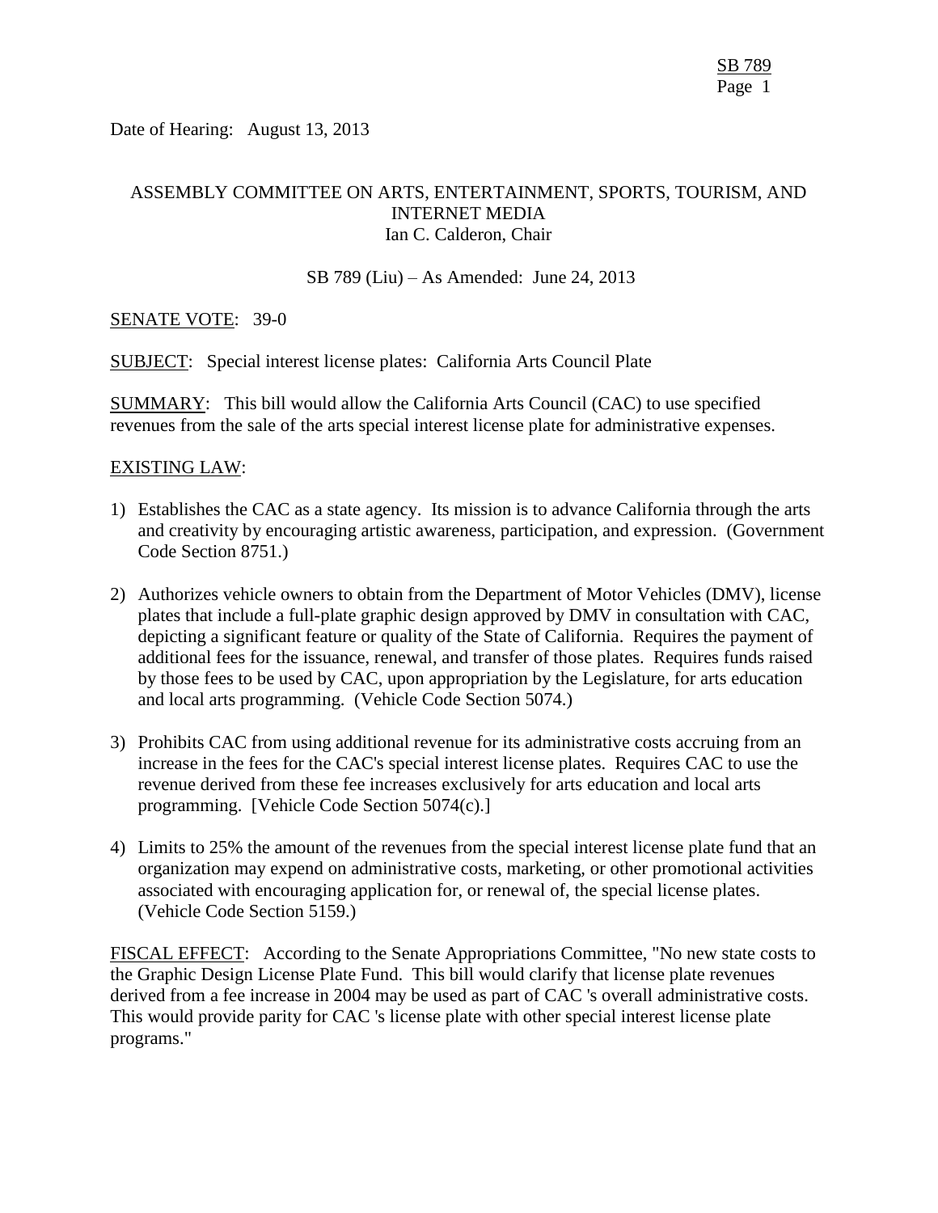Date of Hearing: August 13, 2013

ASSEMBLY COMMITTEE ON ARTS, ENTERTAINMENT, SPORTS, TOURISM, AND INTERNET MEDIA
Ian C. Calderon, Chair

SB 789 (Liu) – As Amended: June 24, 2013

SENATE VOTE: 39-0

SUBJECT: Special interest license plates: California Arts Council Plate

SUMMARY: This bill would allow the California Arts Council (CAC) to use specified revenues from the sale of the arts special interest license plate for administrative expenses.

EXISTING LAW:

1) Establishes the CAC as a state agency. Its mission is to advance California through the arts and creativity by encouraging artistic awareness, participation, and expression. (Government Code Section 8751.)

2) Authorizes vehicle owners to obtain from the Department of Motor Vehicles (DMV), license plates that include a full-plate graphic design approved by DMV in consultation with CAC, depicting a significant feature or quality of the State of California. Requires the payment of additional fees for the issuance, renewal, and transfer of those plates. Requires funds raised by those fees to be used by CAC, upon appropriation by the Legislature, for arts education and local arts programming. (Vehicle Code Section 5074.)

3) Prohibits CAC from using additional revenue for its administrative costs accruing from an increase in the fees for the CAC's special interest license plates. Requires CAC to use the revenue derived from these fee increases exclusively for arts education and local arts programming. [Vehicle Code Section 5074(c).]

4) Limits to 25% the amount of the revenues from the special interest license plate fund that an organization may expend on administrative costs, marketing, or other promotional activities associated with encouraging application for, or renewal of, the special license plates. (Vehicle Code Section 5159.)

FISCAL EFFECT: According to the Senate Appropriations Committee, "No new state costs to the Graphic Design License Plate Fund. This bill would clarify that license plate revenues derived from a fee increase in 2004 may be used as part of CAC 's overall administrative costs. This would provide parity for CAC 's license plate with other special interest license plate programs."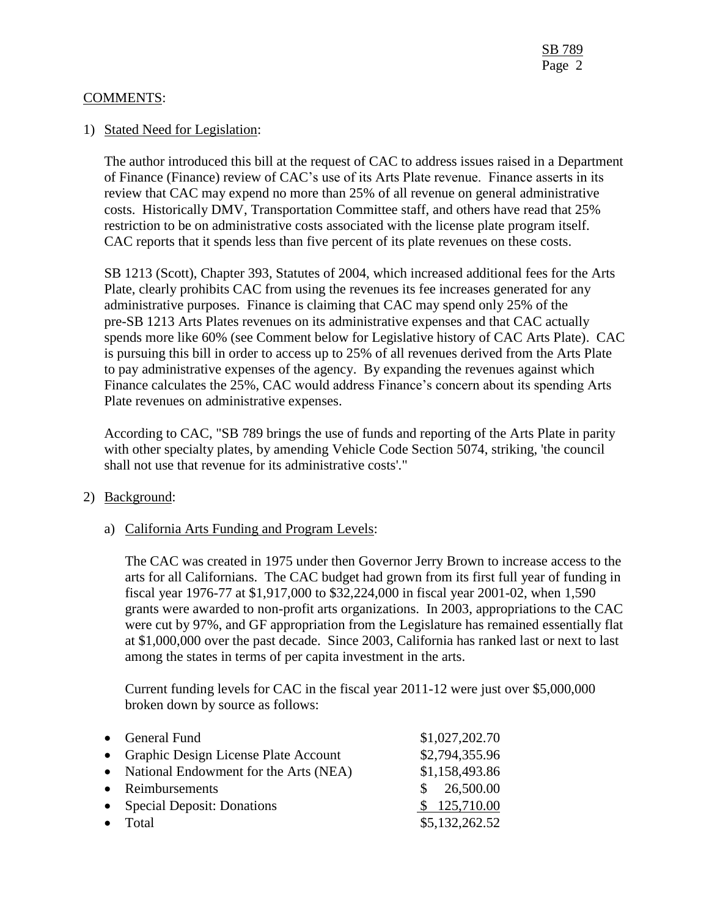COMMENTS:

1) Stated Need for Legislation:

   The author introduced this bill at the request of CAC to address issues raised in a Department of Finance (Finance) review of CAC's use of its Arts Plate revenue. Finance asserts in its review that CAC may expend no more than 25% of all revenue on general administrative costs. Historically DMV, Transportation Committee staff, and others have read that 25% restriction to be on administrative costs associated with the license plate program itself. CAC reports that it spends less than five percent of its plate revenues on these costs.

   SB 1213 (Scott), Chapter 393, Statutes of 2004, which increased additional fees for the Arts Plate, clearly prohibits CAC from using the revenues its fee increases generated for any administrative purposes. Finance is claiming that CAC may spend only 25% of the pre-SB 1213 Arts Plates revenues on its administrative expenses and that CAC actually spends more like 60% (see Comment below for Legislative history of CAC Arts Plate). CAC is pursuing this bill in order to access up to 25% of all revenues derived from the Arts Plate to pay administrative expenses of the agency. By expanding the revenues against which Finance calculates the 25%, CAC would address Finance's concern about its spending Arts Plate revenues on administrative expenses.

   According to CAC, "SB 789 brings the use of funds and reporting of the Arts Plate in parity with other specialty plates, by amending Vehicle Code Section 5074, striking, 'the council shall not use that revenue for its administrative costs'."

2) Background:

   a) California Arts Funding and Program Levels:

      The CAC was created in 1975 under then Governor Jerry Brown to increase access to the arts for all Californians. The CAC budget had grown from its first full year of funding in fiscal year 1976-77 at $1,917,000 to $32,224,000 in fiscal year 2001-02, when 1,590 grants were awarded to non-profit arts organizations. In 2003, appropriations to the CAC were cut by 97%, and GF appropriation from the Legislature has remained essentially flat at $1,000,000 over the past decade. Since 2003, California has ranked last or next to last among the states in terms of per capita investment in the arts.

      Current funding levels for CAC in the fiscal year 2011-12 were just over $5,000,000 broken down by source as follows:

| Source | Amount |
|---|---|
| General Fund | $1,027,202.70 |
| Graphic Design License Plate Account | $2,794,355.96 |
| National Endowment for the Arts (NEA) | $1,158,493.86 |
| Reimbursements | $ 26,500.00 |
| Special Deposit: Donations | $ 125,710.00 |
| Total | $5,132,262.52 |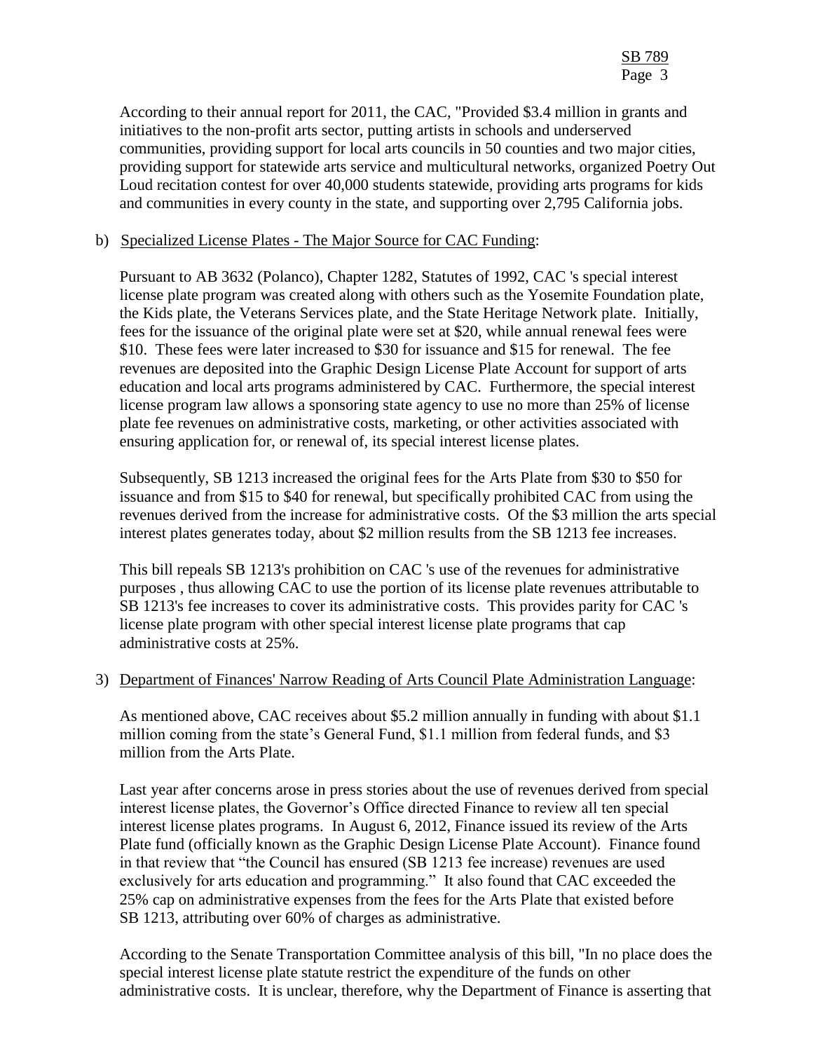According to their annual report for 2011, the CAC, "Provided $3.4 million in grants and initiatives to the non-profit arts sector, putting artists in schools and underserved communities, providing support for local arts councils in 50 counties and two major cities, providing support for statewide arts service and multicultural networks, organized Poetry Out Loud recitation contest for over 40,000 students statewide, providing arts programs for kids and communities in every county in the state, and supporting over 2,795 California jobs.

b) Specialized License Plates - The Major Source for CAC Funding:

Pursuant to AB 3632 (Polanco), Chapter 1282, Statutes of 1992, CAC 's special interest license plate program was created along with others such as the Yosemite Foundation plate, the Kids plate, the Veterans Services plate, and the State Heritage Network plate. Initially, fees for the issuance of the original plate were set at $20, while annual renewal fees were $10. These fees were later increased to $30 for issuance and $15 for renewal. The fee revenues are deposited into the Graphic Design License Plate Account for support of arts education and local arts programs administered by CAC. Furthermore, the special interest license program law allows a sponsoring state agency to use no more than 25% of license plate fee revenues on administrative costs, marketing, or other activities associated with ensuring application for, or renewal of, its special interest license plates.

Subsequently, SB 1213 increased the original fees for the Arts Plate from $30 to $50 for issuance and from $15 to $40 for renewal, but specifically prohibited CAC from using the revenues derived from the increase for administrative costs. Of the $3 million the arts special interest plates generates today, about $2 million results from the SB 1213 fee increases.

This bill repeals SB 1213's prohibition on CAC 's use of the revenues for administrative purposes , thus allowing CAC to use the portion of its license plate revenues attributable to SB 1213's fee increases to cover its administrative costs. This provides parity for CAC 's license plate program with other special interest license plate programs that cap administrative costs at 25%.

3) Department of Finances' Narrow Reading of Arts Council Plate Administration Language:

As mentioned above, CAC receives about $5.2 million annually in funding with about $1.1 million coming from the state's General Fund, $1.1 million from federal funds, and $3 million from the Arts Plate.

Last year after concerns arose in press stories about the use of revenues derived from special interest license plates, the Governor's Office directed Finance to review all ten special interest license plates programs. In August 6, 2012, Finance issued its review of the Arts Plate fund (officially known as the Graphic Design License Plate Account). Finance found in that review that "the Council has ensured (SB 1213 fee increase) revenues are used exclusively for arts education and programming." It also found that CAC exceeded the 25% cap on administrative expenses from the fees for the Arts Plate that existed before SB 1213, attributing over 60% of charges as administrative.

According to the Senate Transportation Committee analysis of this bill, "In no place does the special interest license plate statute restrict the expenditure of the funds on other administrative costs. It is unclear, therefore, why the Department of Finance is asserting that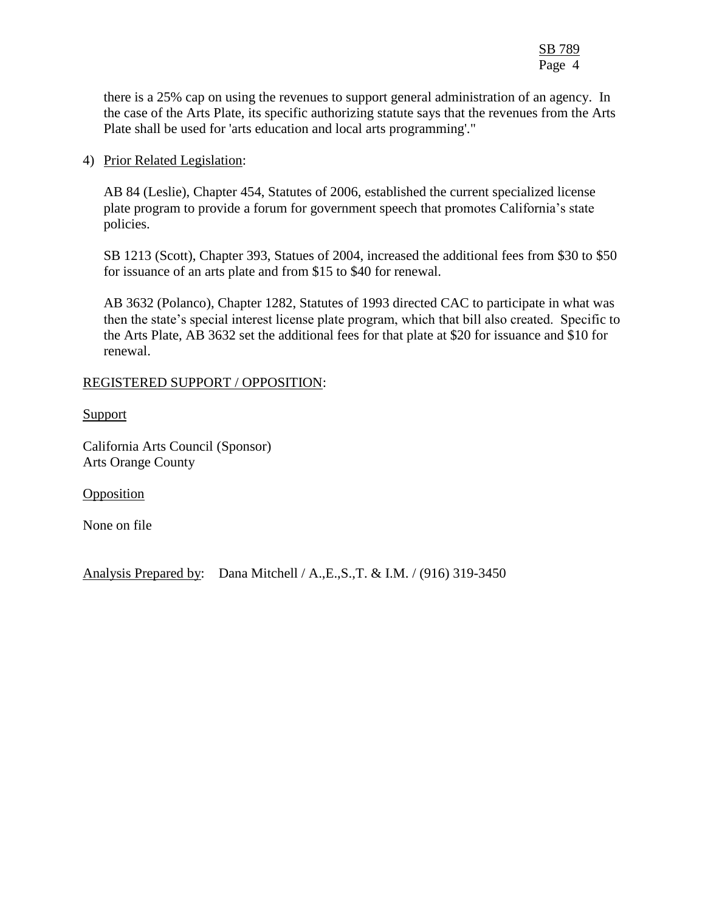there is a 25% cap on using the revenues to support general administration of an agency. In the case of the Arts Plate, its specific authorizing statute says that the revenues from the Arts Plate shall be used for 'arts education and local arts programming'."

4) Prior Related Legislation:

AB 84 (Leslie), Chapter 454, Statutes of 2006, established the current specialized license plate program to provide a forum for government speech that promotes California's state policies.

SB 1213 (Scott), Chapter 393, Statues of 2004, increased the additional fees from $30 to $50 for issuance of an arts plate and from $15 to $40 for renewal.

AB 3632 (Polanco), Chapter 1282, Statutes of 1993 directed CAC to participate in what was then the state's special interest license plate program, which that bill also created. Specific to the Arts Plate, AB 3632 set the additional fees for that plate at $20 for issuance and $10 for renewal.

REGISTERED SUPPORT / OPPOSITION:

Support

California Arts Council (Sponsor)
Arts Orange County

Opposition

None on file

Analysis Prepared by: Dana Mitchell / A.,E.,S.,T. & I.M. / (916) 319-3450